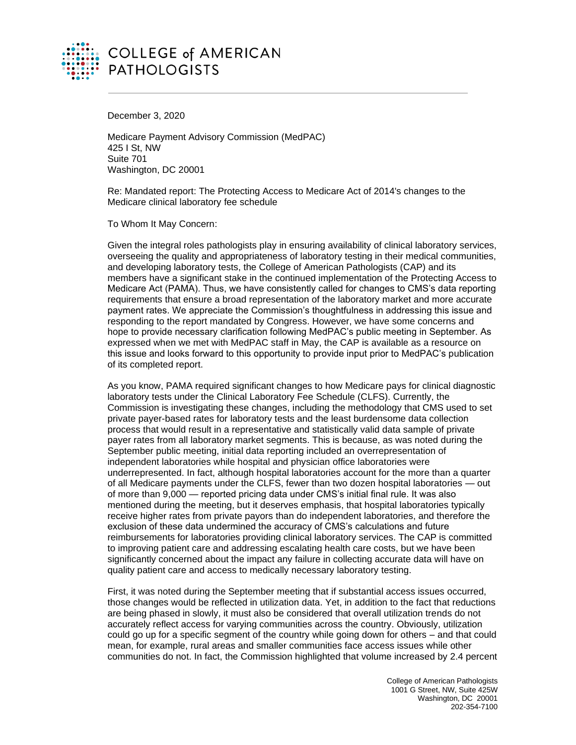# COLLEGE of AMERICAN PATHOLOGISTS

December 3, 2020

Medicare Payment Advisory Commission (MedPAC)
425 I St, NW
Suite 701
Washington, DC 20001

Re: Mandated report: The Protecting Access to Medicare Act of 2014's changes to the Medicare clinical laboratory fee schedule

To Whom It May Concern:

Given the integral roles pathologists play in ensuring availability of clinical laboratory services, overseeing the quality and appropriateness of laboratory testing in their medical communities, and developing laboratory tests, the College of American Pathologists (CAP) and its members have a significant stake in the continued implementation of the Protecting Access to Medicare Act (PAMA). Thus, we have consistently called for changes to CMS's data reporting requirements that ensure a broad representation of the laboratory market and more accurate payment rates. We appreciate the Commission's thoughtfulness in addressing this issue and responding to the report mandated by Congress. However, we have some concerns and hope to provide necessary clarification following MedPAC's public meeting in September. As expressed when we met with MedPAC staff in May, the CAP is available as a resource on this issue and looks forward to this opportunity to provide input prior to MedPAC's publication of its completed report.

As you know, PAMA required significant changes to how Medicare pays for clinical diagnostic laboratory tests under the Clinical Laboratory Fee Schedule (CLFS). Currently, the Commission is investigating these changes, including the methodology that CMS used to set private payer-based rates for laboratory tests and the least burdensome data collection process that would result in a representative and statistically valid data sample of private payer rates from all laboratory market segments. This is because, as was noted during the September public meeting, initial data reporting included an overrepresentation of independent laboratories while hospital and physician office laboratories were underrepresented. In fact, although hospital laboratories account for the more than a quarter of all Medicare payments under the CLFS, fewer than two dozen hospital laboratories — out of more than 9,000 — reported pricing data under CMS's initial final rule. It was also mentioned during the meeting, but it deserves emphasis, that hospital laboratories typically receive higher rates from private payors than do independent laboratories, and therefore the exclusion of these data undermined the accuracy of CMS's calculations and future reimbursements for laboratories providing clinical laboratory services. The CAP is committed to improving patient care and addressing escalating health care costs, but we have been significantly concerned about the impact any failure in collecting accurate data will have on quality patient care and access to medically necessary laboratory testing.

First, it was noted during the September meeting that if substantial access issues occurred, those changes would be reflected in utilization data. Yet, in addition to the fact that reductions are being phased in slowly, it must also be considered that overall utilization trends do not accurately reflect access for varying communities across the country. Obviously, utilization could go up for a specific segment of the country while going down for others – and that could mean, for example, rural areas and smaller communities face access issues while other communities do not. In fact, the Commission highlighted that volume increased by 2.4 percent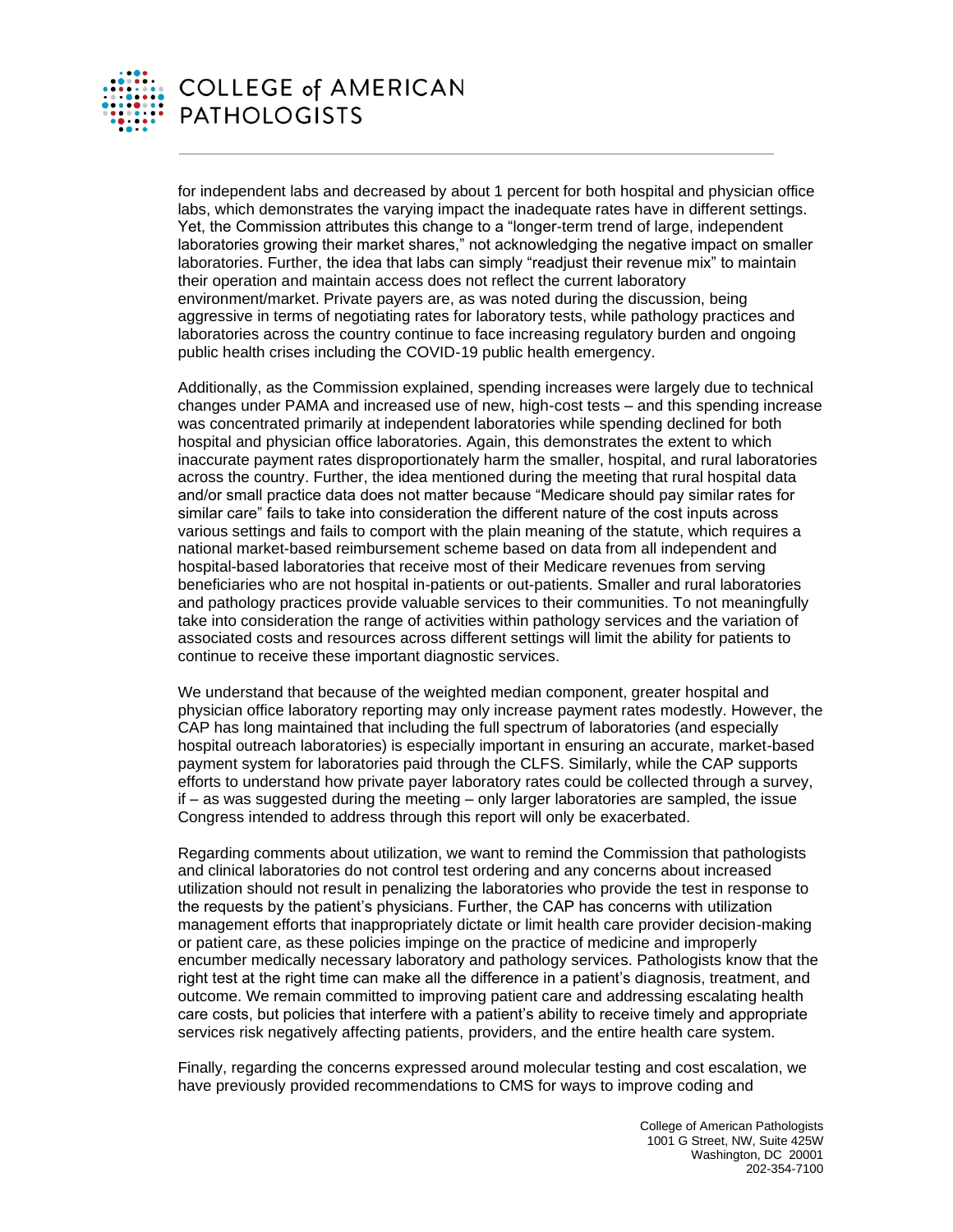for independent labs and decreased by about 1 percent for both hospital and physician office labs, which demonstrates the varying impact the inadequate rates have in different settings. Yet, the Commission attributes this change to a "longer-term trend of large, independent laboratories growing their market shares," not acknowledging the negative impact on smaller laboratories. Further, the idea that labs can simply "readjust their revenue mix" to maintain their operation and maintain access does not reflect the current laboratory environment/market. Private payers are, as was noted during the discussion, being aggressive in terms of negotiating rates for laboratory tests, while pathology practices and laboratories across the country continue to face increasing regulatory burden and ongoing public health crises including the COVID-19 public health emergency.

Additionally, as the Commission explained, spending increases were largely due to technical changes under PAMA and increased use of new, high-cost tests – and this spending increase was concentrated primarily at independent laboratories while spending declined for both hospital and physician office laboratories. Again, this demonstrates the extent to which inaccurate payment rates disproportionately harm the smaller, hospital, and rural laboratories across the country. Further, the idea mentioned during the meeting that rural hospital data and/or small practice data does not matter because "Medicare should pay similar rates for similar care" fails to take into consideration the different nature of the cost inputs across various settings and fails to comport with the plain meaning of the statute, which requires a national market-based reimbursement scheme based on data from all independent and hospital-based laboratories that receive most of their Medicare revenues from serving beneficiaries who are not hospital in-patients or out-patients. Smaller and rural laboratories and pathology practices provide valuable services to their communities. To not meaningfully take into consideration the range of activities within pathology services and the variation of associated costs and resources across different settings will limit the ability for patients to continue to receive these important diagnostic services.

We understand that because of the weighted median component, greater hospital and physician office laboratory reporting may only increase payment rates modestly. However, the CAP has long maintained that including the full spectrum of laboratories (and especially hospital outreach laboratories) is especially important in ensuring an accurate, market-based payment system for laboratories paid through the CLFS. Similarly, while the CAP supports efforts to understand how private payer laboratory rates could be collected through a survey, if – as was suggested during the meeting – only larger laboratories are sampled, the issue Congress intended to address through this report will only be exacerbated.

Regarding comments about utilization, we want to remind the Commission that pathologists and clinical laboratories do not control test ordering and any concerns about increased utilization should not result in penalizing the laboratories who provide the test in response to the requests by the patient's physicians. Further, the CAP has concerns with utilization management efforts that inappropriately dictate or limit health care provider decision-making or patient care, as these policies impinge on the practice of medicine and improperly encumber medically necessary laboratory and pathology services. Pathologists know that the right test at the right time can make all the difference in a patient's diagnosis, treatment, and outcome. We remain committed to improving patient care and addressing escalating health care costs, but policies that interfere with a patient's ability to receive timely and appropriate services risk negatively affecting patients, providers, and the entire health care system.

Finally, regarding the concerns expressed around molecular testing and cost escalation, we have previously provided recommendations to CMS for ways to improve coding and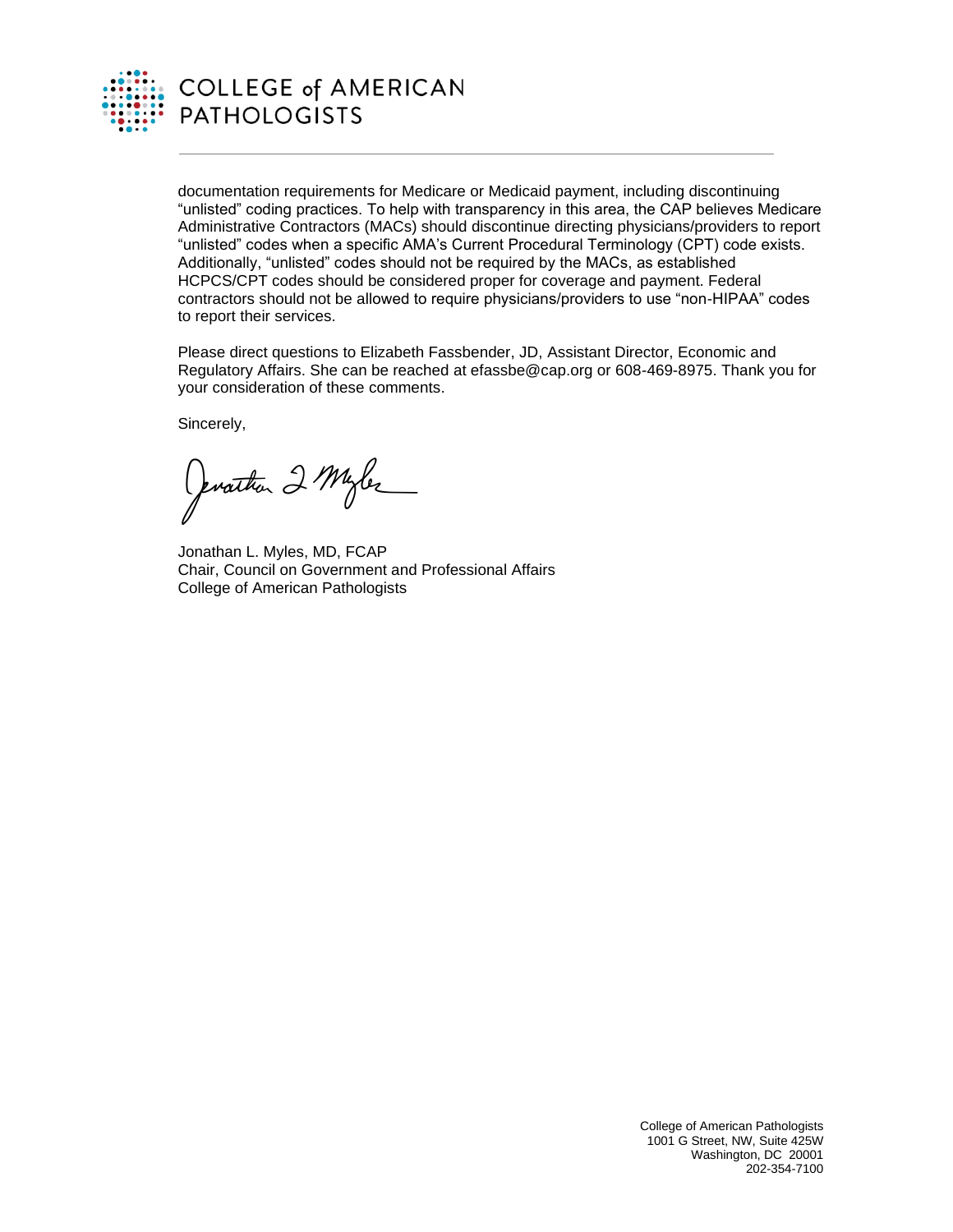documentation requirements for Medicare or Medicaid payment, including discontinuing "unlisted" coding practices. To help with transparency in this area, the CAP believes Medicare Administrative Contractors (MACs) should discontinue directing physicians/providers to report "unlisted" codes when a specific AMA's Current Procedural Terminology (CPT) code exists. Additionally, "unlisted" codes should not be required by the MACs, as established HCPCS/CPT codes should be considered proper for coverage and payment. Federal contractors should not be allowed to require physicians/providers to use "non-HIPAA" codes to report their services.

Please direct questions to Elizabeth Fassbender, JD, Assistant Director, Economic and Regulatory Affairs. She can be reached at efassbe@cap.org or 608-469-8975. Thank you for your consideration of these comments.

Sincerely,

Jonathan L. Myles, MD, FCAP
Chair, Council on Government and Professional Affairs
College of American Pathologists

College of American Pathologists
1001 G Street, NW, Suite 425W
Washington, DC 20001
202-354-7100